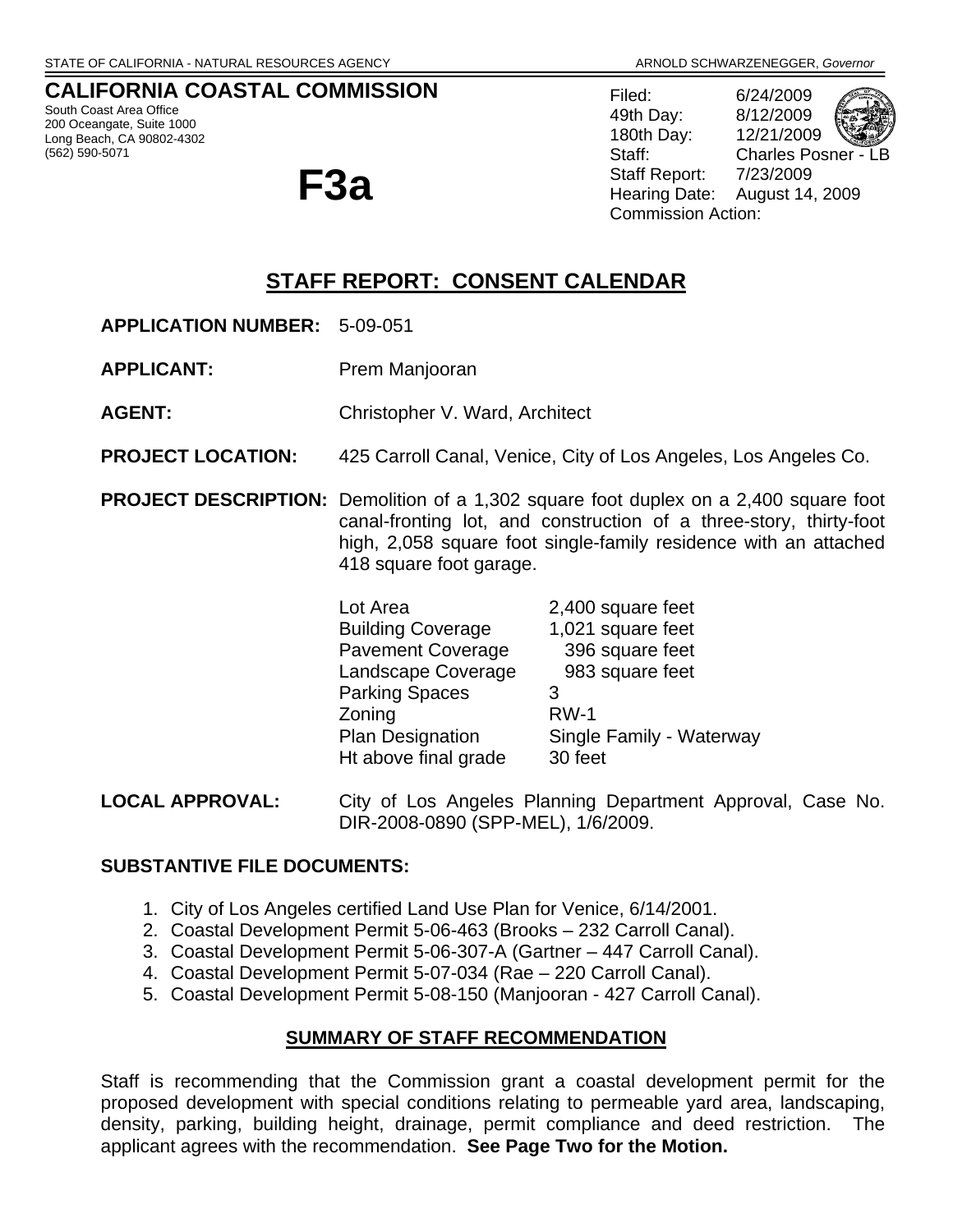STATE OF CALIFORNIA - NATURAL RESOURCES AGENCY ARNOLD SCHWARZENEGGER, *Governor*

# CALIFORNIA COASTAL COMMISSION

South Coast Area Office
200 Oceangate, Suite 1000
Long Beach, CA 90802-4302
(562) 590-5071

# F3a

Filed: 6/24/2009
49th Day: 8/12/2009
180th Day: 12/21/2009
Staff: Charles Posner - LB
Staff Report: 7/23/2009
Hearing Date: August 14, 2009
Commission Action:

## STAFF REPORT: CONSENT CALENDAR

**APPLICATION NUMBER:** 5-09-051

**APPLICANT:** Prem Manjooran

**AGENT:** Christopher V. Ward, Architect

**PROJECT LOCATION:** 425 Carroll Canal, Venice, City of Los Angeles, Los Angeles Co.

**PROJECT DESCRIPTION:** Demolition of a 1,302 square foot duplex on a 2,400 square foot canal-fronting lot, and construction of a three-story, thirty-foot high, 2,058 square foot single-family residence with an attached 418 square foot garage.

| | |
|---|---|
| Lot Area | 2,400 square feet |
| Building Coverage | 1,021 square feet |
| Pavement Coverage | 396 square feet |
| Landscape Coverage | 983 square feet |
| Parking Spaces | 3 |
| Zoning | RW-1 |
| Plan Designation | Single Family - Waterway |
| Ht above final grade | 30 feet |

**LOCAL APPROVAL:** City of Los Angeles Planning Department Approval, Case No. DIR-2008-0890 (SPP-MEL), 1/6/2009.

### SUBSTANTIVE FILE DOCUMENTS:

1. City of Los Angeles certified Land Use Plan for Venice, 6/14/2001.
2. Coastal Development Permit 5-06-463 (Brooks – 232 Carroll Canal).
3. Coastal Development Permit 5-06-307-A (Gartner – 447 Carroll Canal).
4. Coastal Development Permit 5-07-034 (Rae – 220 Carroll Canal).
5. Coastal Development Permit 5-08-150 (Manjooran - 427 Carroll Canal).

### SUMMARY OF STAFF RECOMMENDATION

Staff is recommending that the Commission grant a coastal development permit for the proposed development with special conditions relating to permeable yard area, landscaping, density, parking, building height, drainage, permit compliance and deed restriction. The applicant agrees with the recommendation. **See Page Two for the Motion.**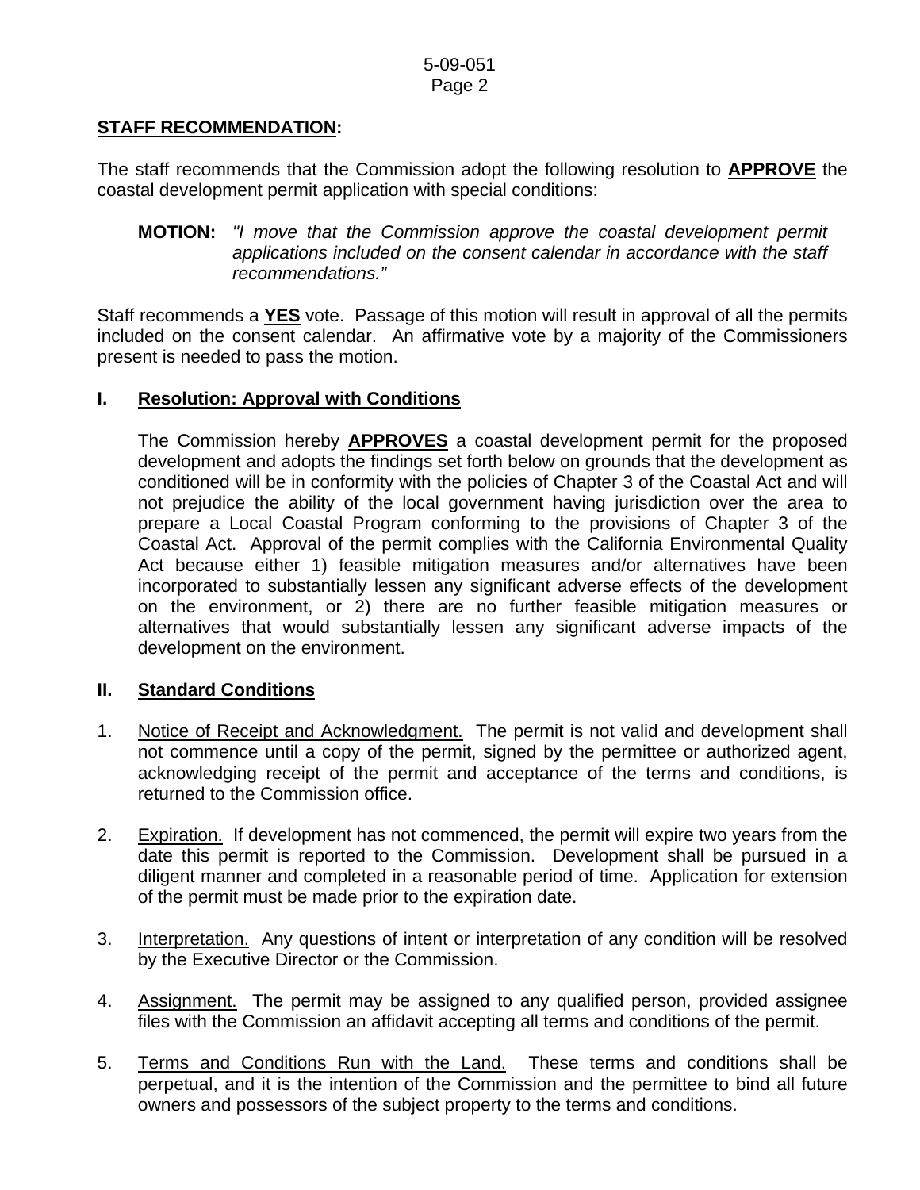**STAFF RECOMMENDATION:**

The staff recommends that the Commission adopt the following resolution to **APPROVE** the coastal development permit application with special conditions:

**MOTION:** *"I move that the Commission approve the coastal development permit applications included on the consent calendar in accordance with the staff recommendations."*

Staff recommends a **YES** vote. Passage of this motion will result in approval of all the permits included on the consent calendar. An affirmative vote by a majority of the Commissioners present is needed to pass the motion.

## I. Resolution: Approval with Conditions

The Commission hereby **APPROVES** a coastal development permit for the proposed development and adopts the findings set forth below on grounds that the development as conditioned will be in conformity with the policies of Chapter 3 of the Coastal Act and will not prejudice the ability of the local government having jurisdiction over the area to prepare a Local Coastal Program conforming to the provisions of Chapter 3 of the Coastal Act. Approval of the permit complies with the California Environmental Quality Act because either 1) feasible mitigation measures and/or alternatives have been incorporated to substantially lessen any significant adverse effects of the development on the environment, or 2) there are no further feasible mitigation measures or alternatives that would substantially lessen any significant adverse impacts of the development on the environment.

## II. Standard Conditions

1. Notice of Receipt and Acknowledgment. The permit is not valid and development shall not commence until a copy of the permit, signed by the permittee or authorized agent, acknowledging receipt of the permit and acceptance of the terms and conditions, is returned to the Commission office.

2. Expiration. If development has not commenced, the permit will expire two years from the date this permit is reported to the Commission. Development shall be pursued in a diligent manner and completed in a reasonable period of time. Application for extension of the permit must be made prior to the expiration date.

3. Interpretation. Any questions of intent or interpretation of any condition will be resolved by the Executive Director or the Commission.

4. Assignment. The permit may be assigned to any qualified person, provided assignee files with the Commission an affidavit accepting all terms and conditions of the permit.

5. Terms and Conditions Run with the Land. These terms and conditions shall be perpetual, and it is the intention of the Commission and the permittee to bind all future owners and possessors of the subject property to the terms and conditions.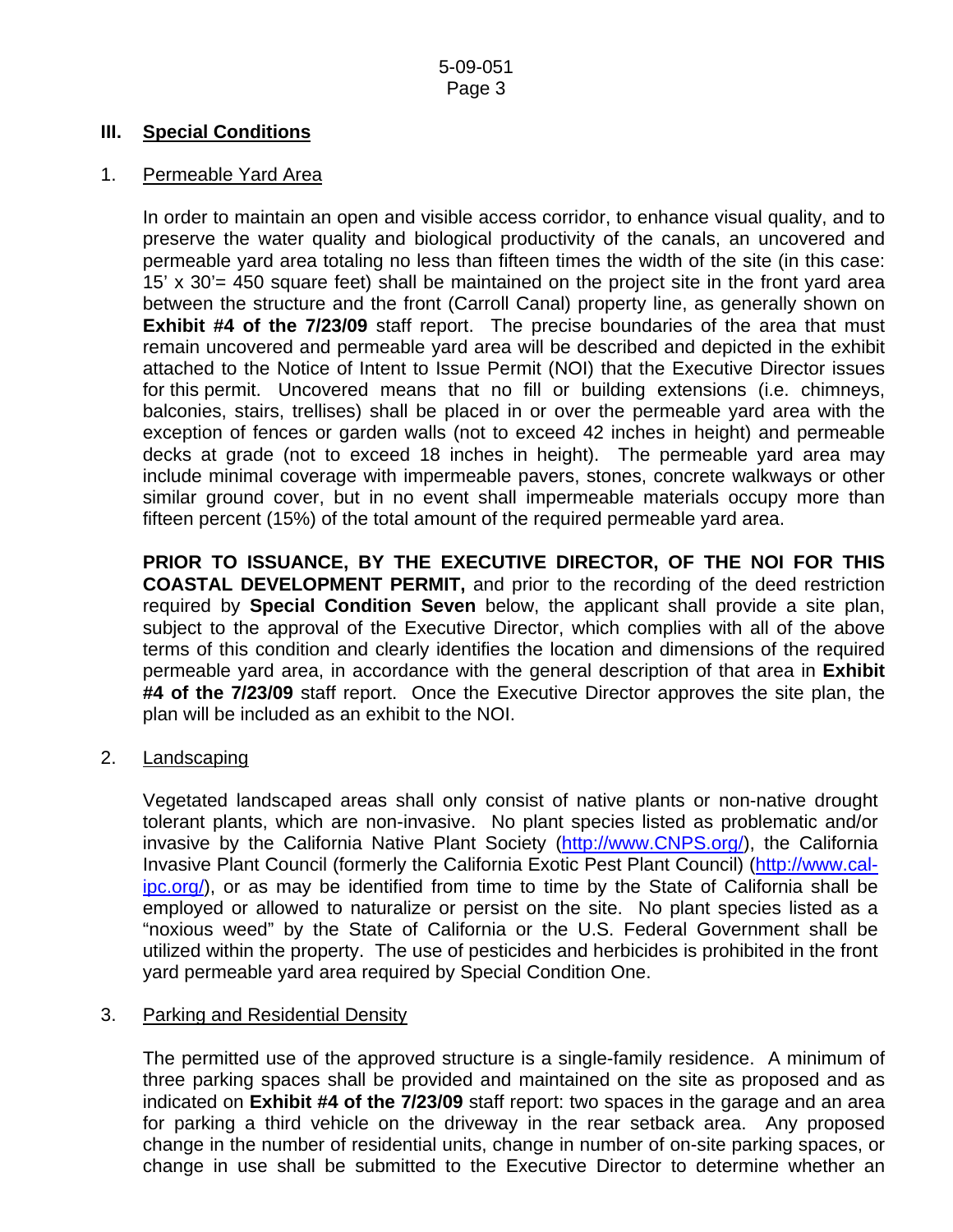## III. Special Conditions

### 1. Permeable Yard Area

In order to maintain an open and visible access corridor, to enhance visual quality, and to preserve the water quality and biological productivity of the canals, an uncovered and permeable yard area totaling no less than fifteen times the width of the site (in this case: 15' x 30'= 450 square feet) shall be maintained on the project site in the front yard area between the structure and the front (Carroll Canal) property line, as generally shown on **Exhibit #4 of the 7/23/09** staff report. The precise boundaries of the area that must remain uncovered and permeable yard area will be described and depicted in the exhibit attached to the Notice of Intent to Issue Permit (NOI) that the Executive Director issues for this permit. Uncovered means that no fill or building extensions (i.e. chimneys, balconies, stairs, trellises) shall be placed in or over the permeable yard area with the exception of fences or garden walls (not to exceed 42 inches in height) and permeable decks at grade (not to exceed 18 inches in height). The permeable yard area may include minimal coverage with impermeable pavers, stones, concrete walkways or other similar ground cover, but in no event shall impermeable materials occupy more than fifteen percent (15%) of the total amount of the required permeable yard area.

**PRIOR TO ISSUANCE, BY THE EXECUTIVE DIRECTOR, OF THE NOI FOR THIS COASTAL DEVELOPMENT PERMIT,** and prior to the recording of the deed restriction required by **Special Condition Seven** below, the applicant shall provide a site plan, subject to the approval of the Executive Director, which complies with all of the above terms of this condition and clearly identifies the location and dimensions of the required permeable yard area, in accordance with the general description of that area in **Exhibit #4 of the 7/23/09** staff report. Once the Executive Director approves the site plan, the plan will be included as an exhibit to the NOI.

### 2. Landscaping

Vegetated landscaped areas shall only consist of native plants or non-native drought tolerant plants, which are non-invasive. No plant species listed as problematic and/or invasive by the California Native Plant Society (http://www.CNPS.org/), the California Invasive Plant Council (formerly the California Exotic Pest Plant Council) (http://www.cal-ipc.org/), or as may be identified from time to time by the State of California shall be employed or allowed to naturalize or persist on the site. No plant species listed as a "noxious weed" by the State of California or the U.S. Federal Government shall be utilized within the property. The use of pesticides and herbicides is prohibited in the front yard permeable yard area required by Special Condition One.

### 3. Parking and Residential Density

The permitted use of the approved structure is a single-family residence. A minimum of three parking spaces shall be provided and maintained on the site as proposed and as indicated on **Exhibit #4 of the 7/23/09** staff report: two spaces in the garage and an area for parking a third vehicle on the driveway in the rear setback area. Any proposed change in the number of residential units, change in number of on-site parking spaces, or change in use shall be submitted to the Executive Director to determine whether an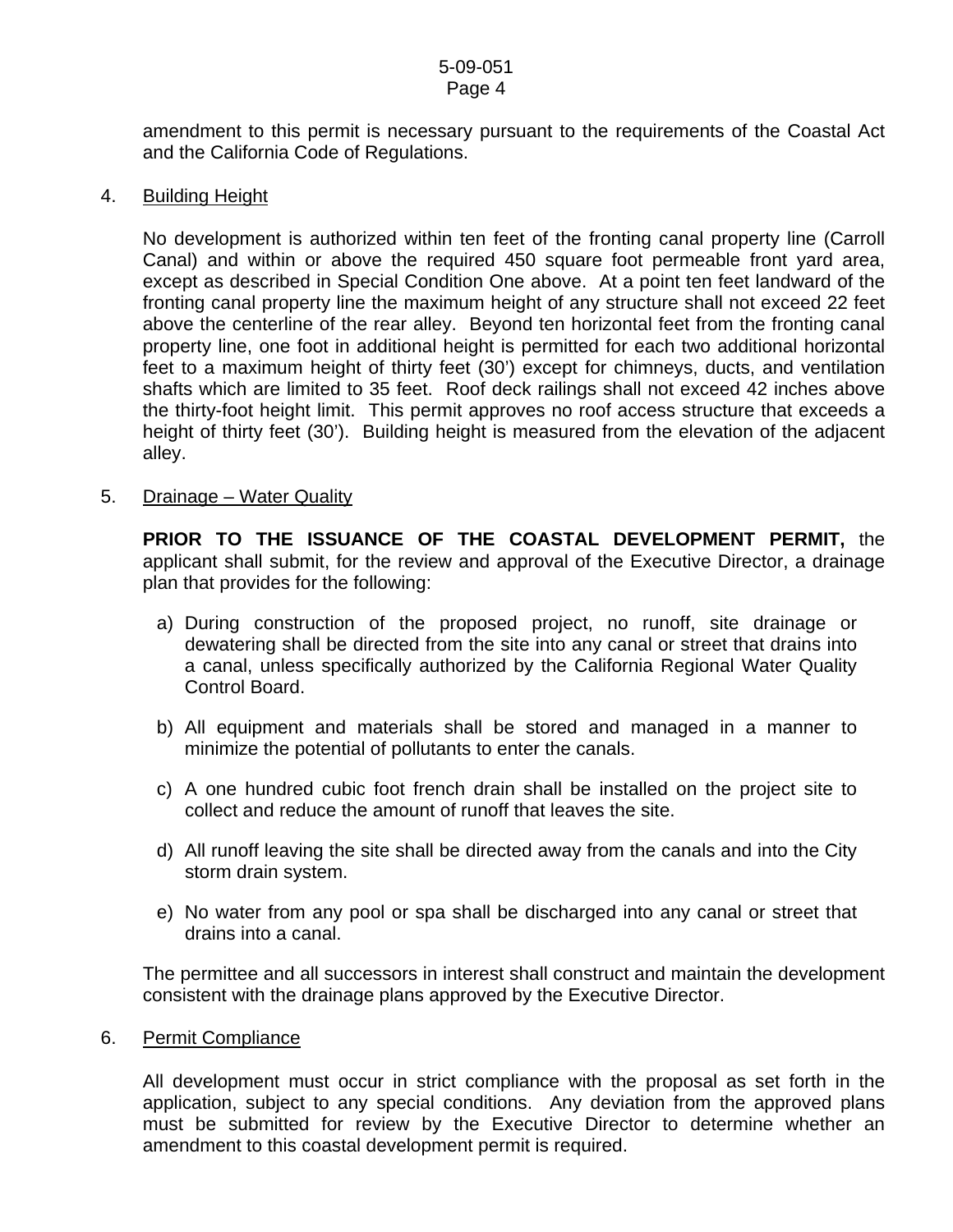amendment to this permit is necessary pursuant to the requirements of the Coastal Act and the California Code of Regulations.

4. <u>Building Height</u>

   No development is authorized within ten feet of the fronting canal property line (Carroll Canal) and within or above the required 450 square foot permeable front yard area, except as described in Special Condition One above. At a point ten feet landward of the fronting canal property line the maximum height of any structure shall not exceed 22 feet above the centerline of the rear alley. Beyond ten horizontal feet from the fronting canal property line, one foot in additional height is permitted for each two additional horizontal feet to a maximum height of thirty feet (30') except for chimneys, ducts, and ventilation shafts which are limited to 35 feet. Roof deck railings shall not exceed 42 inches above the thirty-foot height limit. This permit approves no roof access structure that exceeds a height of thirty feet (30'). Building height is measured from the elevation of the adjacent alley.

5. <u>Drainage – Water Quality</u>

   **PRIOR TO THE ISSUANCE OF THE COASTAL DEVELOPMENT PERMIT,** the applicant shall submit, for the review and approval of the Executive Director, a drainage plan that provides for the following:

   a) During construction of the proposed project, no runoff, site drainage or dewatering shall be directed from the site into any canal or street that drains into a canal, unless specifically authorized by the California Regional Water Quality Control Board.

   b) All equipment and materials shall be stored and managed in a manner to minimize the potential of pollutants to enter the canals.

   c) A one hundred cubic foot french drain shall be installed on the project site to collect and reduce the amount of runoff that leaves the site.

   d) All runoff leaving the site shall be directed away from the canals and into the City storm drain system.

   e) No water from any pool or spa shall be discharged into any canal or street that drains into a canal.

   The permittee and all successors in interest shall construct and maintain the development consistent with the drainage plans approved by the Executive Director.

6. <u>Permit Compliance</u>

   All development must occur in strict compliance with the proposal as set forth in the application, subject to any special conditions. Any deviation from the approved plans must be submitted for review by the Executive Director to determine whether an amendment to this coastal development permit is required.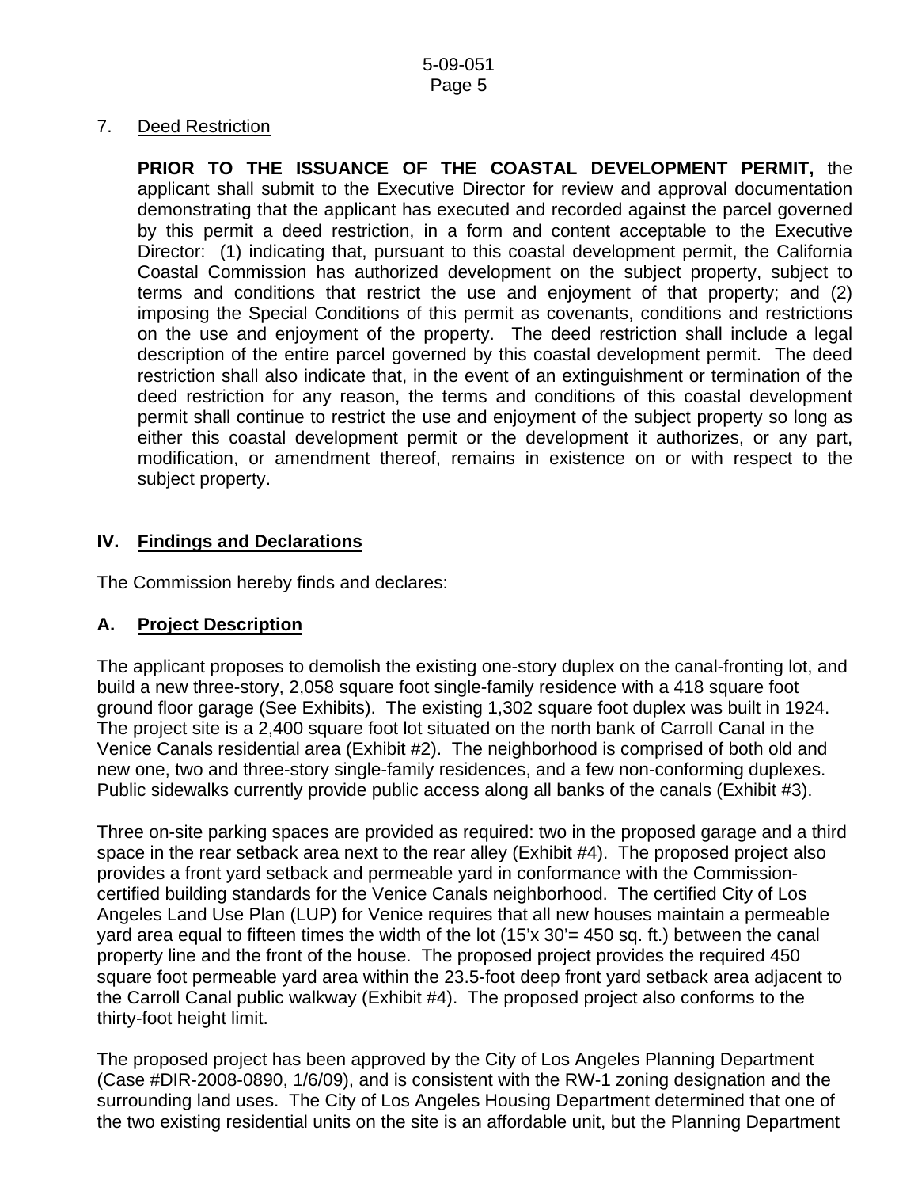7. Deed Restriction

**PRIOR TO THE ISSUANCE OF THE COASTAL DEVELOPMENT PERMIT,** the applicant shall submit to the Executive Director for review and approval documentation demonstrating that the applicant has executed and recorded against the parcel governed by this permit a deed restriction, in a form and content acceptable to the Executive Director: (1) indicating that, pursuant to this coastal development permit, the California Coastal Commission has authorized development on the subject property, subject to terms and conditions that restrict the use and enjoyment of that property; and (2) imposing the Special Conditions of this permit as covenants, conditions and restrictions on the use and enjoyment of the property. The deed restriction shall include a legal description of the entire parcel governed by this coastal development permit. The deed restriction shall also indicate that, in the event of an extinguishment or termination of the deed restriction for any reason, the terms and conditions of this coastal development permit shall continue to restrict the use and enjoyment of the subject property so long as either this coastal development permit or the development it authorizes, or any part, modification, or amendment thereof, remains in existence on or with respect to the subject property.

## IV. Findings and Declarations

The Commission hereby finds and declares:

### A. Project Description

The applicant proposes to demolish the existing one-story duplex on the canal-fronting lot, and build a new three-story, 2,058 square foot single-family residence with a 418 square foot ground floor garage (See Exhibits). The existing 1,302 square foot duplex was built in 1924. The project site is a 2,400 square foot lot situated on the north bank of Carroll Canal in the Venice Canals residential area (Exhibit #2). The neighborhood is comprised of both old and new one, two and three-story single-family residences, and a few non-conforming duplexes. Public sidewalks currently provide public access along all banks of the canals (Exhibit #3).

Three on-site parking spaces are provided as required: two in the proposed garage and a third space in the rear setback area next to the rear alley (Exhibit #4). The proposed project also provides a front yard setback and permeable yard in conformance with the Commission-certified building standards for the Venice Canals neighborhood. The certified City of Los Angeles Land Use Plan (LUP) for Venice requires that all new houses maintain a permeable yard area equal to fifteen times the width of the lot (15'x 30'= 450 sq. ft.) between the canal property line and the front of the house. The proposed project provides the required 450 square foot permeable yard area within the 23.5-foot deep front yard setback area adjacent to the Carroll Canal public walkway (Exhibit #4). The proposed project also conforms to the thirty-foot height limit.

The proposed project has been approved by the City of Los Angeles Planning Department (Case #DIR-2008-0890, 1/6/09), and is consistent with the RW-1 zoning designation and the surrounding land uses. The City of Los Angeles Housing Department determined that one of the two existing residential units on the site is an affordable unit, but the Planning Department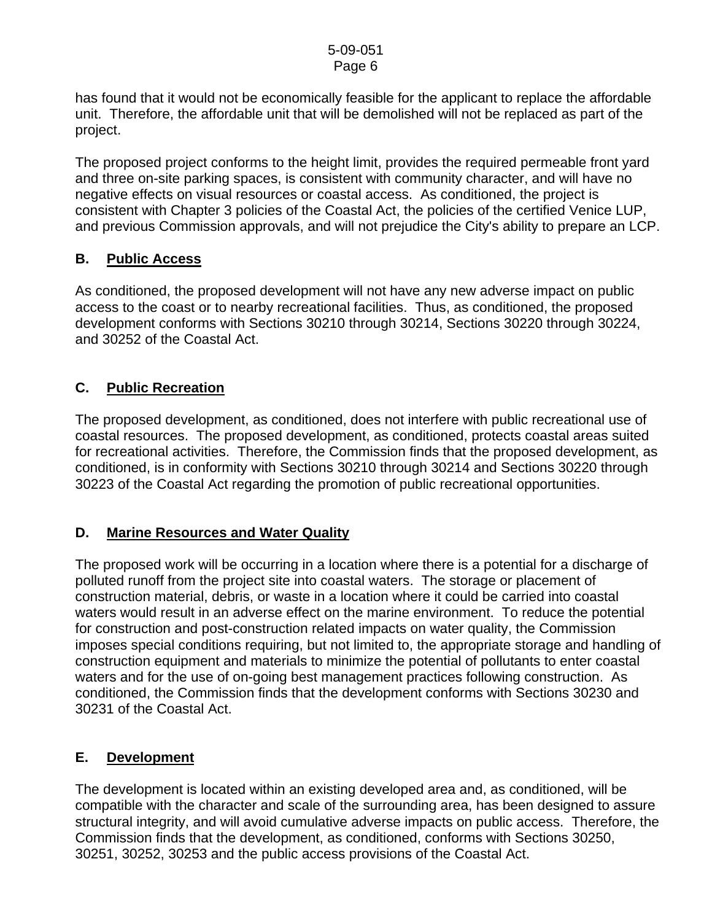has found that it would not be economically feasible for the applicant to replace the affordable unit. Therefore, the affordable unit that will be demolished will not be replaced as part of the project.

The proposed project conforms to the height limit, provides the required permeable front yard and three on-site parking spaces, is consistent with community character, and will have no negative effects on visual resources or coastal access. As conditioned, the project is consistent with Chapter 3 policies of the Coastal Act, the policies of the certified Venice LUP, and previous Commission approvals, and will not prejudice the City's ability to prepare an LCP.

## B. Public Access

As conditioned, the proposed development will not have any new adverse impact on public access to the coast or to nearby recreational facilities. Thus, as conditioned, the proposed development conforms with Sections 30210 through 30214, Sections 30220 through 30224, and 30252 of the Coastal Act.

## C. Public Recreation

The proposed development, as conditioned, does not interfere with public recreational use of coastal resources. The proposed development, as conditioned, protects coastal areas suited for recreational activities. Therefore, the Commission finds that the proposed development, as conditioned, is in conformity with Sections 30210 through 30214 and Sections 30220 through 30223 of the Coastal Act regarding the promotion of public recreational opportunities.

## D. Marine Resources and Water Quality

The proposed work will be occurring in a location where there is a potential for a discharge of polluted runoff from the project site into coastal waters. The storage or placement of construction material, debris, or waste in a location where it could be carried into coastal waters would result in an adverse effect on the marine environment. To reduce the potential for construction and post-construction related impacts on water quality, the Commission imposes special conditions requiring, but not limited to, the appropriate storage and handling of construction equipment and materials to minimize the potential of pollutants to enter coastal waters and for the use of on-going best management practices following construction. As conditioned, the Commission finds that the development conforms with Sections 30230 and 30231 of the Coastal Act.

## E. Development

The development is located within an existing developed area and, as conditioned, will be compatible with the character and scale of the surrounding area, has been designed to assure structural integrity, and will avoid cumulative adverse impacts on public access. Therefore, the Commission finds that the development, as conditioned, conforms with Sections 30250, 30251, 30252, 30253 and the public access provisions of the Coastal Act.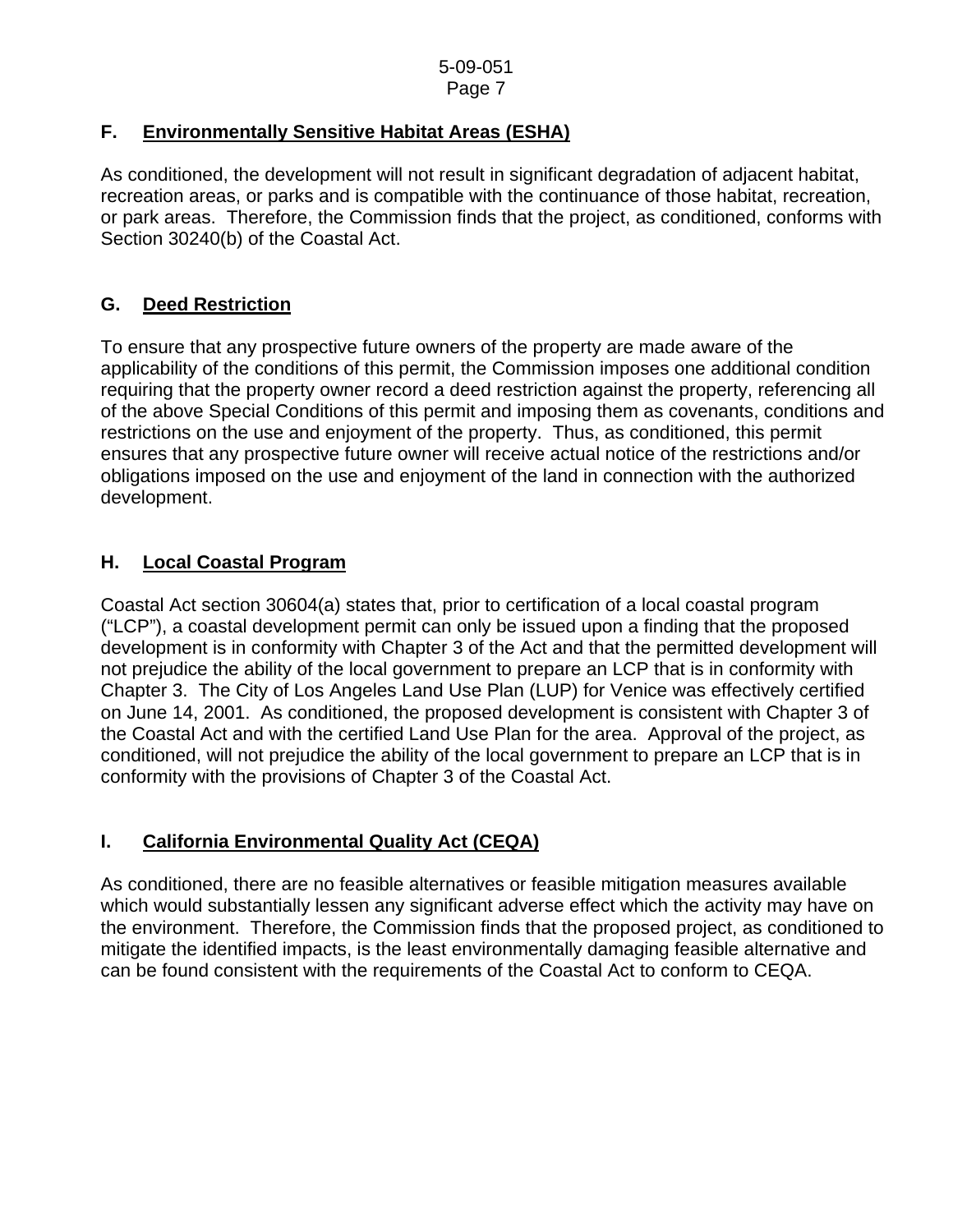## F. Environmentally Sensitive Habitat Areas (ESHA)

As conditioned, the development will not result in significant degradation of adjacent habitat, recreation areas, or parks and is compatible with the continuance of those habitat, recreation, or park areas. Therefore, the Commission finds that the project, as conditioned, conforms with Section 30240(b) of the Coastal Act.

## G. Deed Restriction

To ensure that any prospective future owners of the property are made aware of the applicability of the conditions of this permit, the Commission imposes one additional condition requiring that the property owner record a deed restriction against the property, referencing all of the above Special Conditions of this permit and imposing them as covenants, conditions and restrictions on the use and enjoyment of the property. Thus, as conditioned, this permit ensures that any prospective future owner will receive actual notice of the restrictions and/or obligations imposed on the use and enjoyment of the land in connection with the authorized development.

## H. Local Coastal Program

Coastal Act section 30604(a) states that, prior to certification of a local coastal program ("LCP"), a coastal development permit can only be issued upon a finding that the proposed development is in conformity with Chapter 3 of the Act and that the permitted development will not prejudice the ability of the local government to prepare an LCP that is in conformity with Chapter 3. The City of Los Angeles Land Use Plan (LUP) for Venice was effectively certified on June 14, 2001. As conditioned, the proposed development is consistent with Chapter 3 of the Coastal Act and with the certified Land Use Plan for the area. Approval of the project, as conditioned, will not prejudice the ability of the local government to prepare an LCP that is in conformity with the provisions of Chapter 3 of the Coastal Act.

## I. California Environmental Quality Act (CEQA)

As conditioned, there are no feasible alternatives or feasible mitigation measures available which would substantially lessen any significant adverse effect which the activity may have on the environment. Therefore, the Commission finds that the proposed project, as conditioned to mitigate the identified impacts, is the least environmentally damaging feasible alternative and can be found consistent with the requirements of the Coastal Act to conform to CEQA.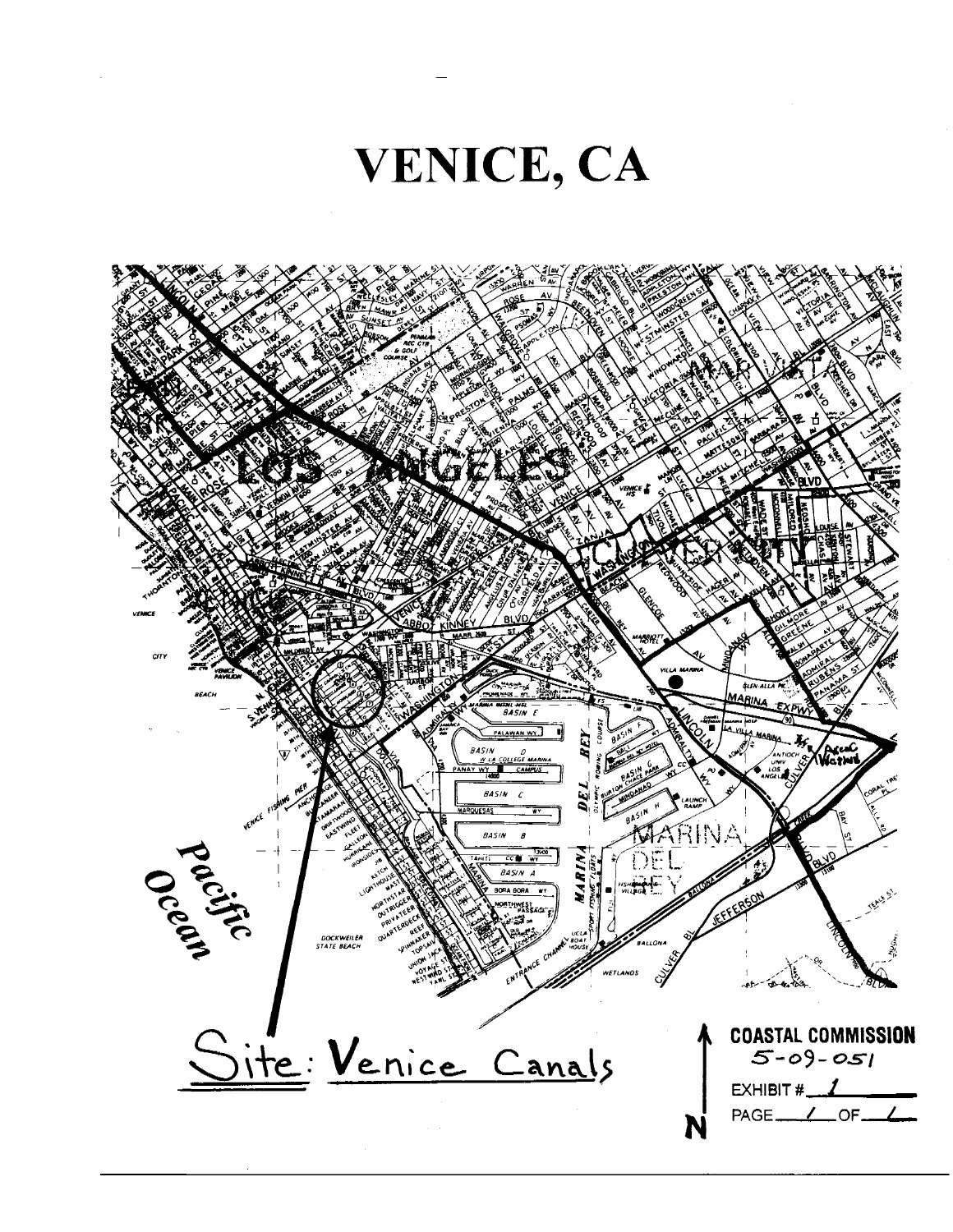# VENICE, CA

Site: Venice Canals

COASTAL COMMISSION
5-09-051
EXHIBIT # 1
PAGE 1 OF 1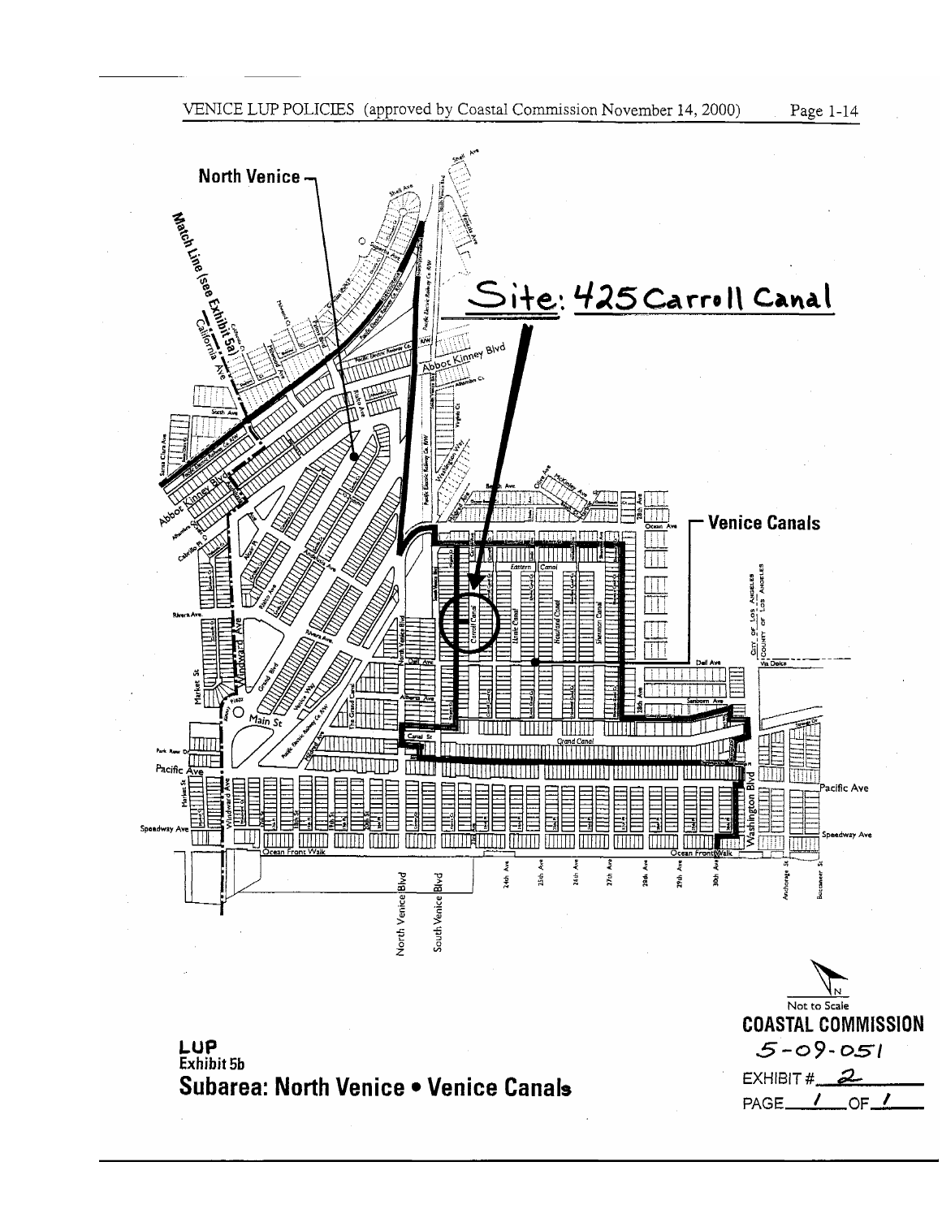VENICE LUP POLICIES (approved by Coastal Commission November 14, 2000)

**North Venice**

**Site: 425 Carroll Canal**

**Venice Canals**

Not to Scale

**COASTAL COMMISSION**

5-09-051

EXHIBIT # 2

PAGE 1 OF 1

**LUP**
**Exhibit 5b**
**Subarea: North Venice • Venice Canals**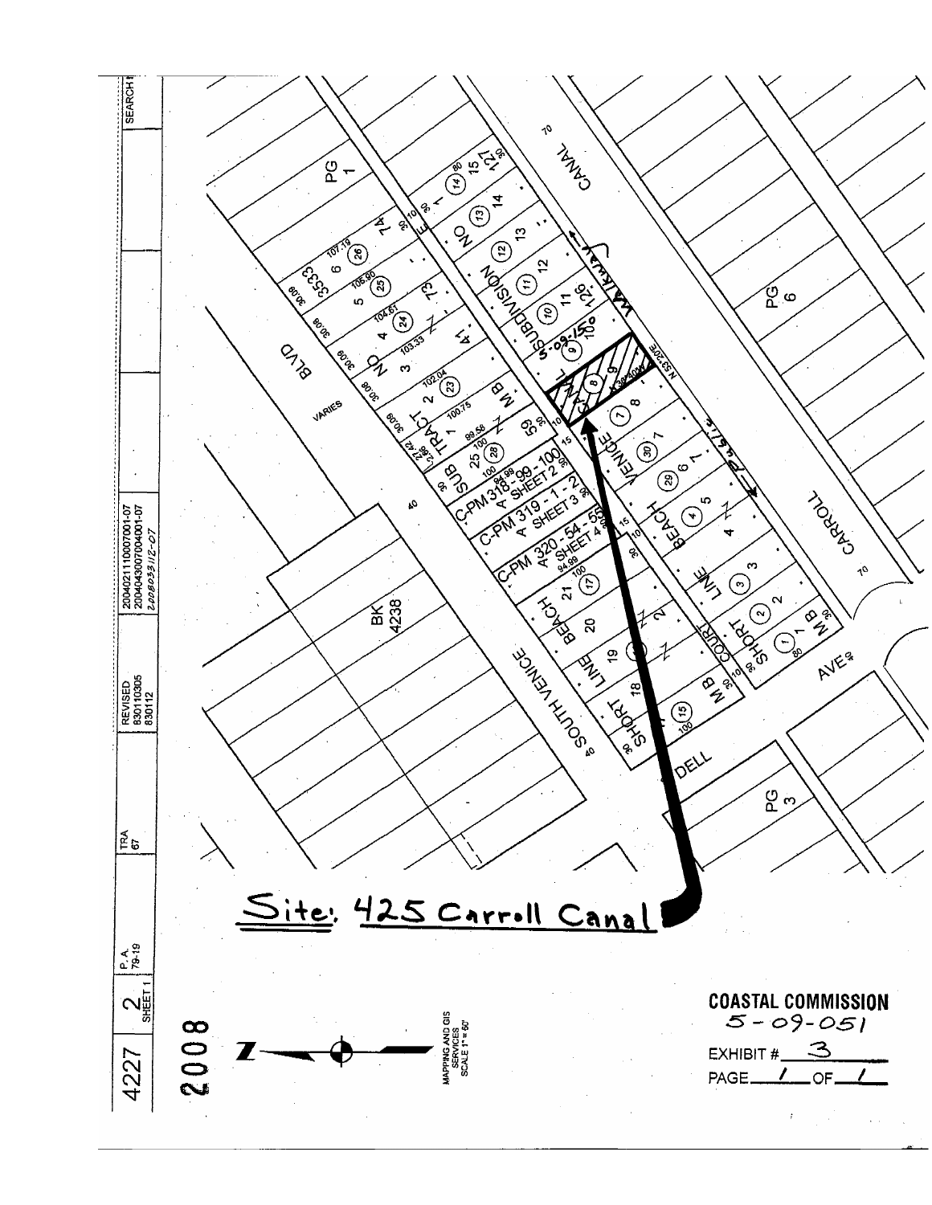Site: 425 Carroll Canal

**COASTAL COMMISSION**
5-09-051

EXHIBIT # 3

PAGE 1 OF 1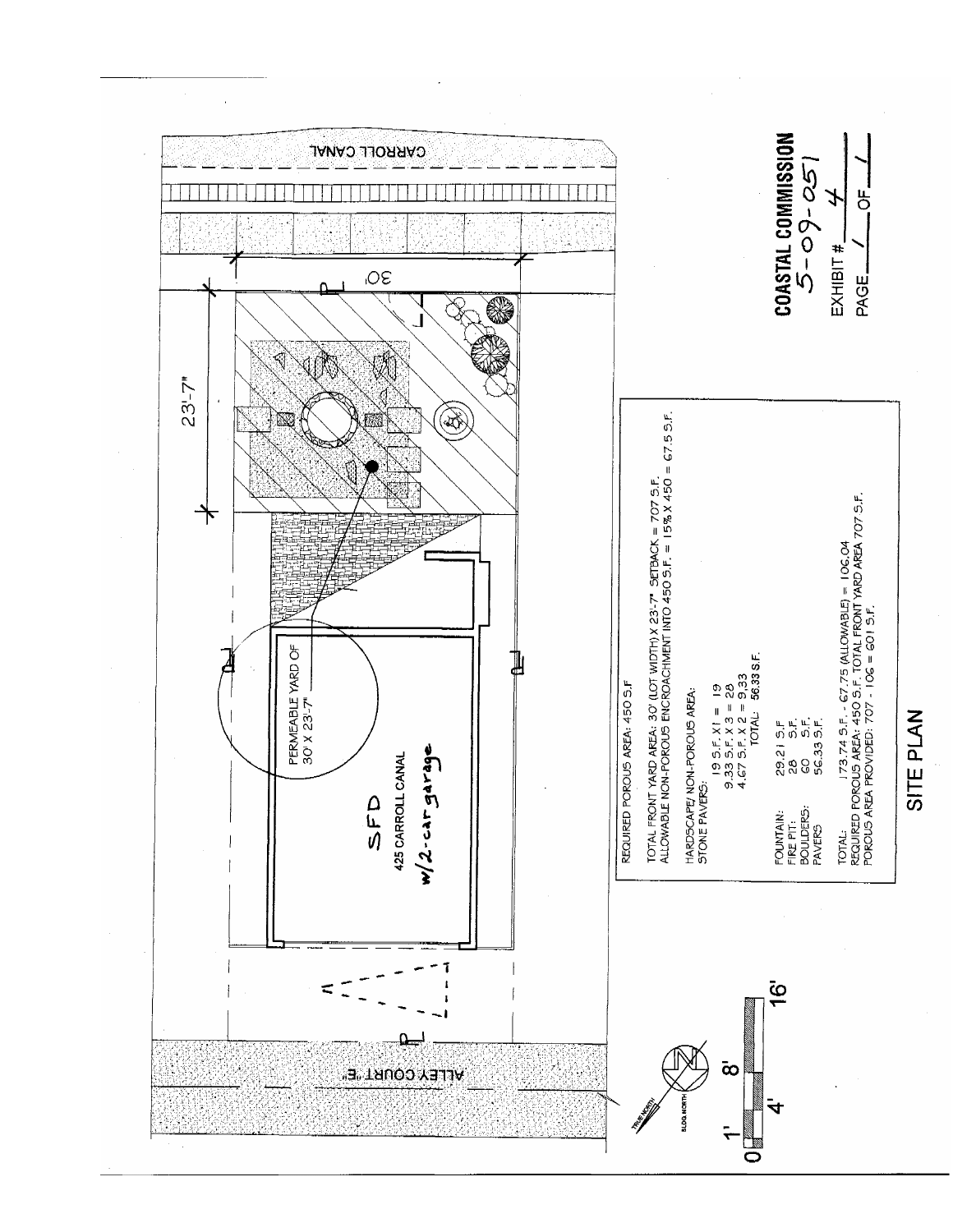CARROLL CANAL

30'

23'-7"

PERMEABLE YARD OF 30' X 23'-7"

SFD
425 CARROLL CANAL
w/2-car garage

ALLEY COURT "E"

TRUE NORTH

BLDG NORTH

0 1' 4' 8' 16'

REQUIRED POROUS AREA: 450 S.F.

TOTAL FRONT YARD AREA: 30' (LOT WIDTH) X 23'-7" SETBACK = 707 S.F.
ALLOWABLE NON-POROUS ENCROACHMENT INTO 450 S.F. = 15% X 450 = 67.5 S.F.

HARDSCAPE/ NON-POROUS AREA:
STONE PAVERS:

19 S.F. X 1 = 19
9.33 S.F. X 3 = 28
4.67 S.F. X 2 = 9.33
TOTAL: 56.33 S.F.

| | |
|---|---|
| FOUNTAIN: | 29.21 S.F. |
| FIRE PIT: | 28 S.F. |
| BOULDERS: | 60 S.F. |
| PAVERS | 56.33 S.F. |

TOTAL: 173.74 S.F. - 67.75 (ALLOWABLE) = 106.04
REQUIRED POROUS AREA: 450 S.F. TOTAL FRONT YARD AREA 707 S.F.
POROUS AREA PROVIDED: 707 - 106 = 601 S.F.

## SITE PLAN

**COASTAL COMMISSION**
5-09-051

EXHIBIT # 4

PAGE 1 OF 1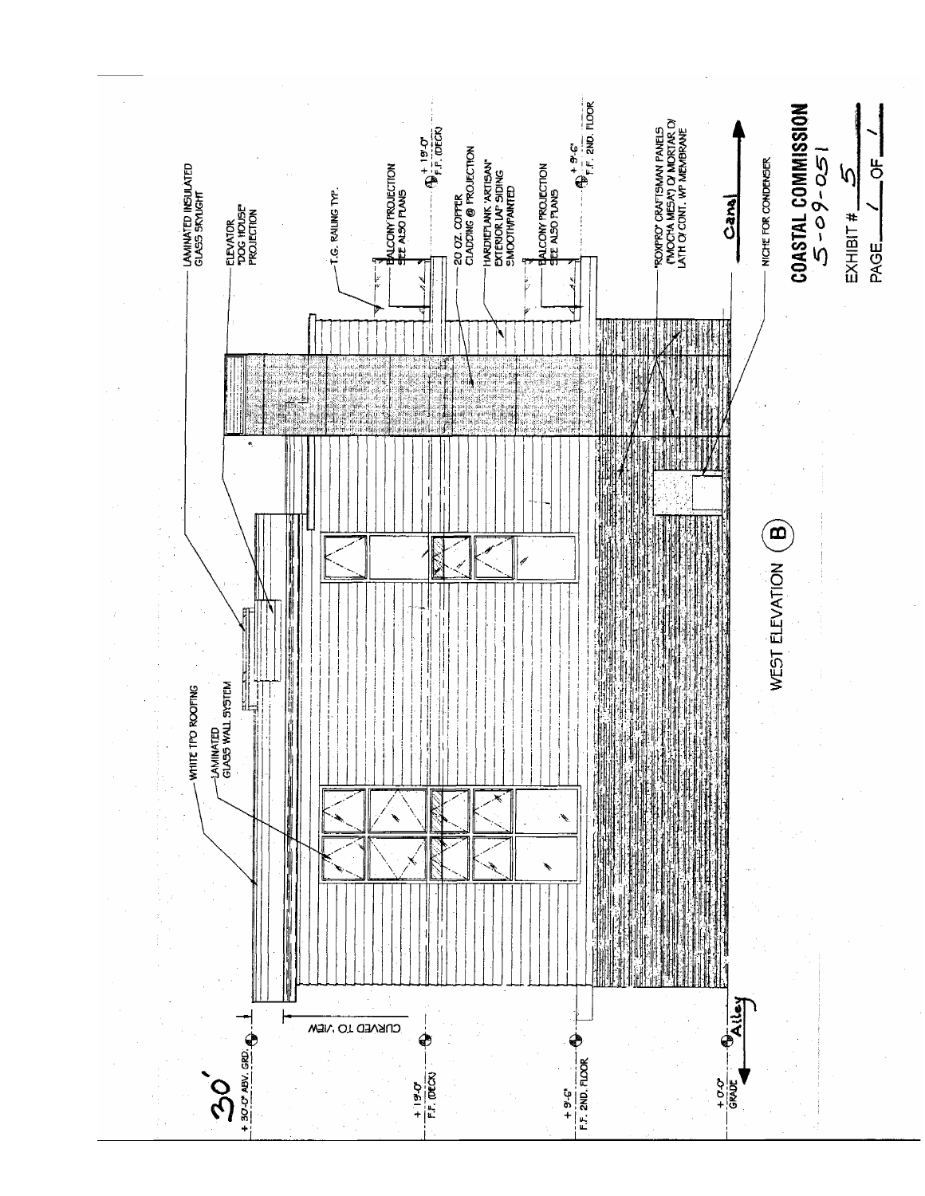# WEST ELEVATION (B)

- 30'
- + 30'-0" ABV. GRD.
- CURVED TO VIEW
- + 19'-0" F.F. (DECK)
- + 9'-6" F.F. 2ND. FLOOR
- + 0'-0" GRADE
- Alley
- WHITE TPO ROOFING
- LAMINATED GLASS WALL SYSTEM
- LAMINATED INSULATED GLASS SKYLIGHT
- ELEVATOR "DOG HOUSE" PROJECTION
- T.G. RAILING TYP.
- BALCONY PROJECTION SEE ALSO PLANS
- + 19'-0" F.F. (DECK)
- 20 OZ. COPPER CLADDING @ PROJECTION
- HARDIEPLANK 'ARTISAN' EXTERIOR LAP SIDING SMOOTH/PAINTED
- BALCONY PROJECTION SEE ALSO PLANS
- + 9'-6" F.F. 2ND. FLOOR
- "ROXPRO" CRAFTSMAN PANELS ("MOCHA MESA") OF MORTAR OF LATH OF CONT. WP MEMBRANE
- Canal
- NICHE FOR CONDENSER

**COASTAL COMMISSION**
5-09-051

EXHIBIT # 5

PAGE 1 OF 1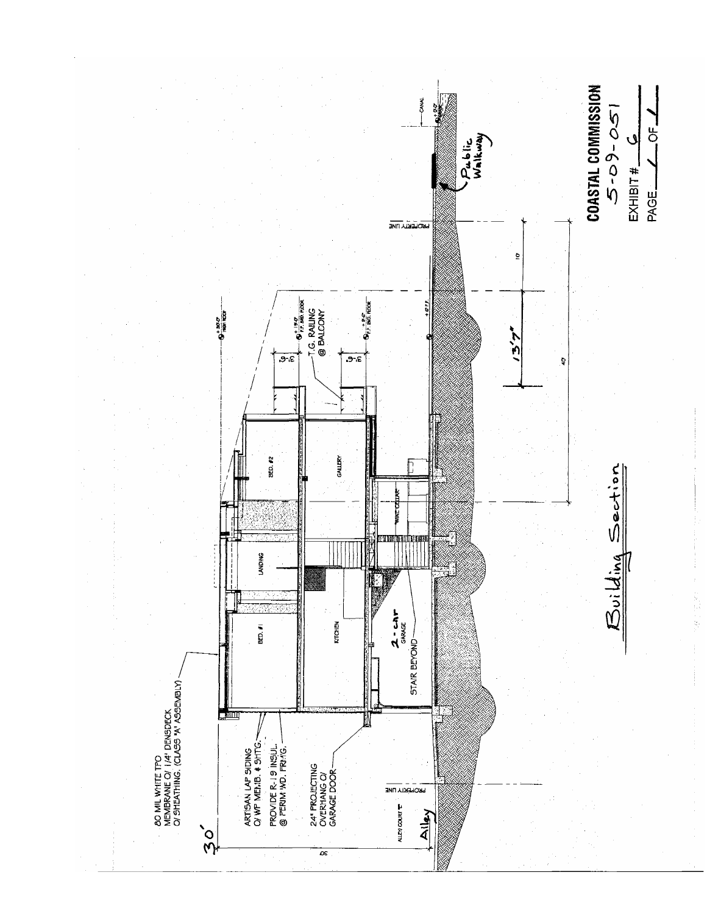80 MIL WHITE TPO MEMBRANE O/ 1/4" DENSDECK O/ SHEATHING. (CLASS 'A' ASSEMBLY)

ARTISAN LAP SIDING O/ WP MEMB. & SHTG.

PROVIDE R-19 INSUL. @ PERIM WD. FRMG.

24" PROJECTING OVERHANG O/ GARAGE DOOR

30'

ALLEY COURT

Alley

PROPERTY LINE

BED. #1

LANDING

BED. #2

KITCHEN

GALLERY

WINE CELLAR

2-car GARAGE

STAIR BEYOND

+30'-0" HIGH ROOF

+19'-0" F.F. 3RD. FLOOR

T.G. RAILING @ BALCONY

+9'-0" F.F. 2ND. FLOOR

3'-6"

3'-6"

13'7"

40

10

PROPERTY LINE

Public Walkway

CANAL

## Building Section

**COASTAL COMMISSION**
5-09-051
EXHIBIT # 6
PAGE 1 OF 1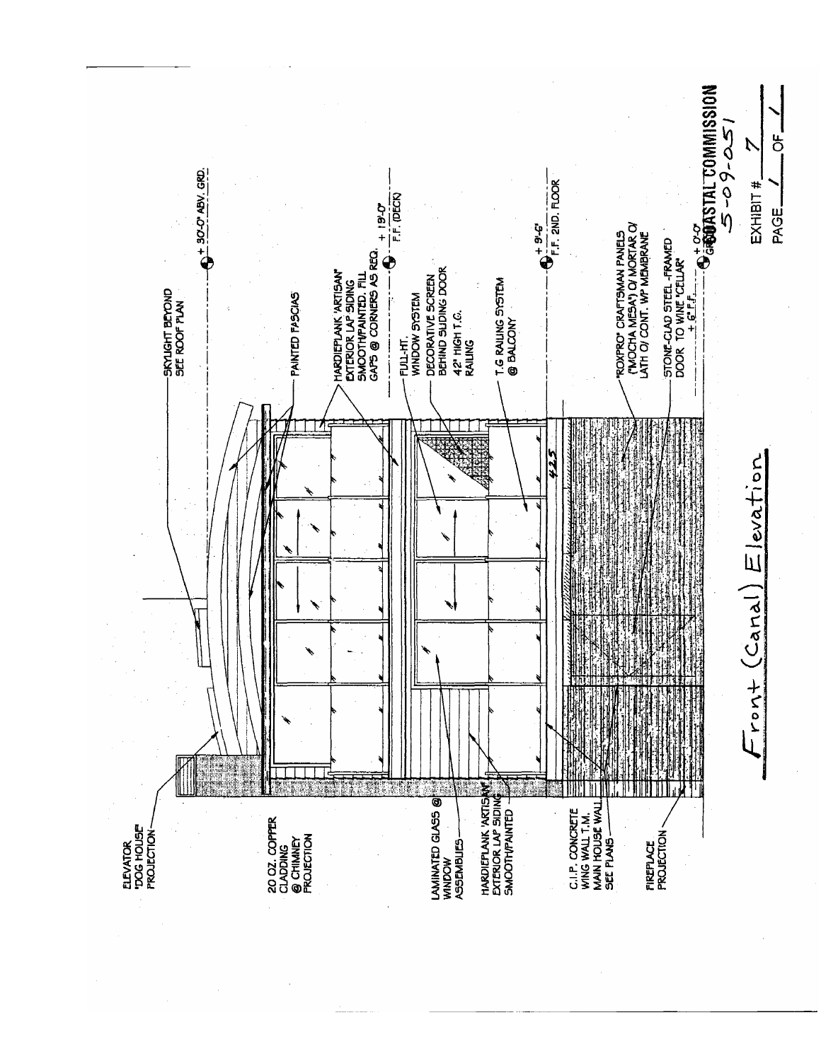ELEVATOR "DOG HOUSE" PROJECTION

20 OZ. COPPER CLADDING @ CHIMNEY PROJECTION

LAMINATED GLASS @ WINDOW ASSEMBLIES

HARDIEPLANK 'ARTISAN' EXTERIOR LAP SIDING SMOOTH/PAINTED

C.I.P. CONCRETE WING WALL T.M. MAIN HOUSE WALL SEE PLANS

FIREPLACE PROJECTION

SKYLIGHT BEYOND SEE ROOF PLAN

+ 30'-0" ABV. GRD.

PAINTED FASCIAS

HARDIEPLANK 'ARTISAN' EXTERIOR LAP SIDING SMOOTH/PAINTED. FILL GAPS @ CORNERS AS REQ.

+ 19'-0" F.F. (DECK)

FULL-HT. WINDOW SYSTEM

DECORATIVE SCREEN BEHIND SLIDING DOOR

42" HIGH T.G. RAILING

T.G RAILING SYSTEM @ BALCONY

+ 9'-6" F.F. 2ND. FLOOR

425

"ROXPRO" CRAFTSMAN PANELS ("MOCHA MESA") O/ MORTAR O/ LATH O/ CONT. WP MEMBRANE

STONE-CLAD STEEL -FRAMED DOOR TO WINE 'CELLAR' + 6" F.F.

+ 0'-0" GRD.

Front (Canal) Elevation

COASTAL COMMISSION
5-09-051

EXHIBIT # 7
PAGE 1 OF 1